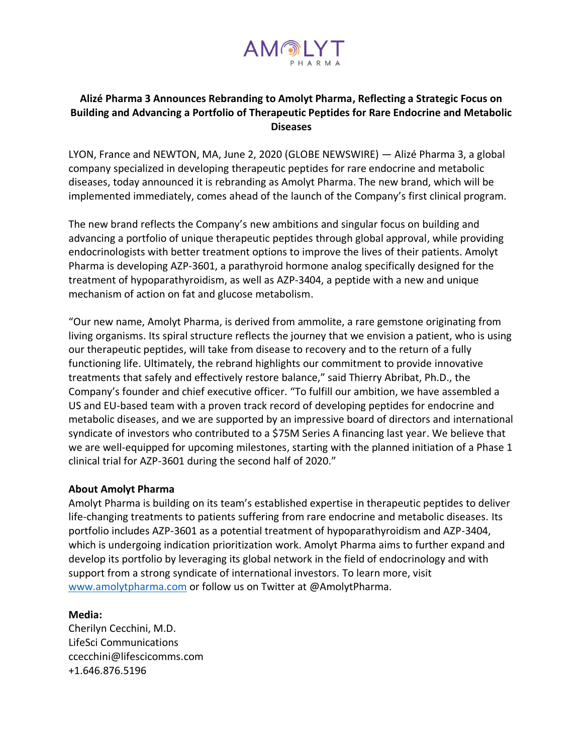AMOLYT PHARMA

# Alizé Pharma 3 Announces Rebranding to Amolyt Pharma, Reflecting a Strategic Focus on Building and Advancing a Portfolio of Therapeutic Peptides for Rare Endocrine and Metabolic Diseases

LYON, France and NEWTON, MA, June 2, 2020 (GLOBE NEWSWIRE) — Alizé Pharma 3, a global company specialized in developing therapeutic peptides for rare endocrine and metabolic diseases, today announced it is rebranding as Amolyt Pharma. The new brand, which will be implemented immediately, comes ahead of the launch of the Company's first clinical program.

The new brand reflects the Company's new ambitions and singular focus on building and advancing a portfolio of unique therapeutic peptides through global approval, while providing endocrinologists with better treatment options to improve the lives of their patients. Amolyt Pharma is developing AZP-3601, a parathyroid hormone analog specifically designed for the treatment of hypoparathyroidism, as well as AZP-3404, a peptide with a new and unique mechanism of action on fat and glucose metabolism.

"Our new name, Amolyt Pharma, is derived from ammolite, a rare gemstone originating from living organisms. Its spiral structure reflects the journey that we envision a patient, who is using our therapeutic peptides, will take from disease to recovery and to the return of a fully functioning life. Ultimately, the rebrand highlights our commitment to provide innovative treatments that safely and effectively restore balance," said Thierry Abribat, Ph.D., the Company's founder and chief executive officer. "To fulfill our ambition, we have assembled a US and EU-based team with a proven track record of developing peptides for endocrine and metabolic diseases, and we are supported by an impressive board of directors and international syndicate of investors who contributed to a $75M Series A financing last year. We believe that we are well-equipped for upcoming milestones, starting with the planned initiation of a Phase 1 clinical trial for AZP-3601 during the second half of 2020."

**About Amolyt Pharma**

Amolyt Pharma is building on its team's established expertise in therapeutic peptides to deliver life-changing treatments to patients suffering from rare endocrine and metabolic diseases. Its portfolio includes AZP-3601 as a potential treatment of hypoparathyroidism and AZP-3404, which is undergoing indication prioritization work. Amolyt Pharma aims to further expand and develop its portfolio by leveraging its global network in the field of endocrinology and with support from a strong syndicate of international investors. To learn more, visit www.amolytpharma.com or follow us on Twitter at @AmolytPharma.

**Media:**

Cherilyn Cecchini, M.D.
LifeSci Communications
ccecchini@lifescicomms.com
+1.646.876.5196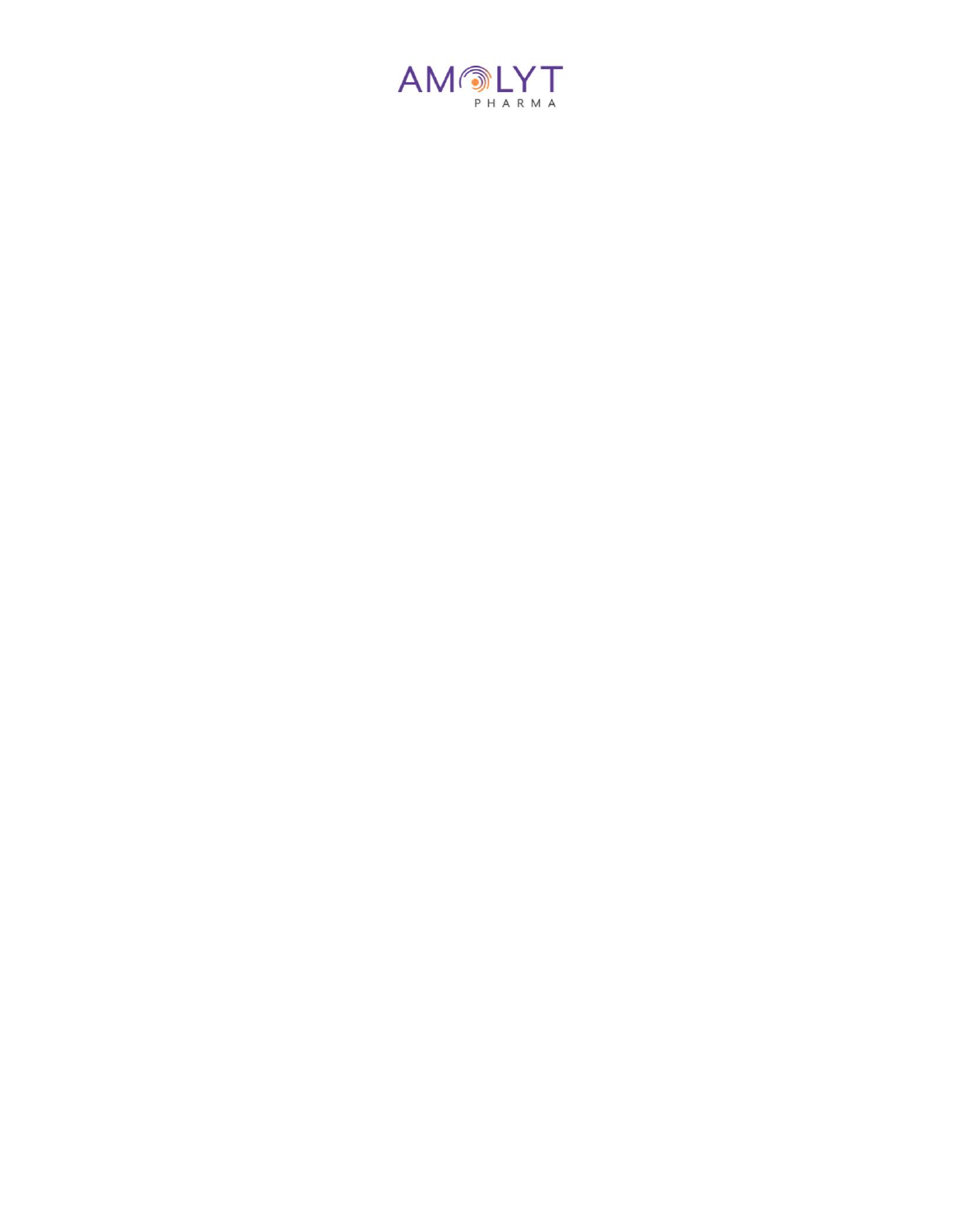AMOLYT

PHARMA